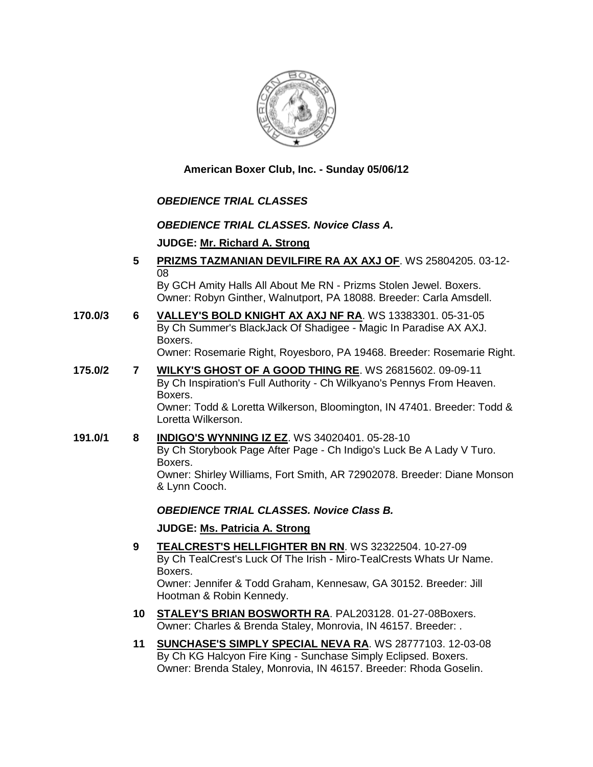**American Boxer Club, Inc. - Sunday 05/06/12**

***OBEDIENCE TRIAL CLASSES***

***OBEDIENCE TRIAL CLASSES. Novice Class A.***

**JUDGE: Mr. Richard A. Strong**

**5** **PRIZMS TAZMANIAN DEVILFIRE RA AX AXJ OF**. WS 25804205. 03-12-08
By GCH Amity Halls All About Me RN - Prizms Stolen Jewel. Boxers.
Owner: Robyn Ginther, Walnutport, PA 18088. Breeder: Carla Amsdell.

**170.0/3** **6** **VALLEY'S BOLD KNIGHT AX AXJ NF RA**. WS 13383301. 05-31-05
By Ch Summer's BlackJack Of Shadigee - Magic In Paradise AX AXJ. Boxers.
Owner: Rosemarie Right, Royesboro, PA 19468. Breeder: Rosemarie Right.

**175.0/2** **7** **WILKY'S GHOST OF A GOOD THING RE**. WS 26815602. 09-09-11
By Ch Inspiration's Full Authority - Ch Wilkyano's Pennys From Heaven. Boxers.
Owner: Todd & Loretta Wilkerson, Bloomington, IN 47401. Breeder: Todd & Loretta Wilkerson.

**191.0/1** **8** **INDIGO'S WYNNING IZ EZ**. WS 34020401. 05-28-10
By Ch Storybook Page After Page - Ch Indigo's Luck Be A Lady V Turo. Boxers.
Owner: Shirley Williams, Fort Smith, AR 72902078. Breeder: Diane Monson & Lynn Cooch.

***OBEDIENCE TRIAL CLASSES. Novice Class B.***

**JUDGE: Ms. Patricia A. Strong**

**9** **TEALCREST'S HELLFIGHTER BN RN**. WS 32322504. 10-27-09
By Ch TealCrest's Luck Of The Irish - Miro-TealCrests Whats Ur Name. Boxers.
Owner: Jennifer & Todd Graham, Kennesaw, GA 30152. Breeder: Jill Hootman & Robin Kennedy.

**10** **STALEY'S BRIAN BOSWORTH RA**. PAL203128. 01-27-08Boxers.
Owner: Charles & Brenda Staley, Monrovia, IN 46157. Breeder: .

**11** **SUNCHASE'S SIMPLY SPECIAL NEVA RA**. WS 28777103. 12-03-08
By Ch KG Halcyon Fire King - Sunchase Simply Eclipsed. Boxers.
Owner: Brenda Staley, Monrovia, IN 46157. Breeder: Rhoda Goselin.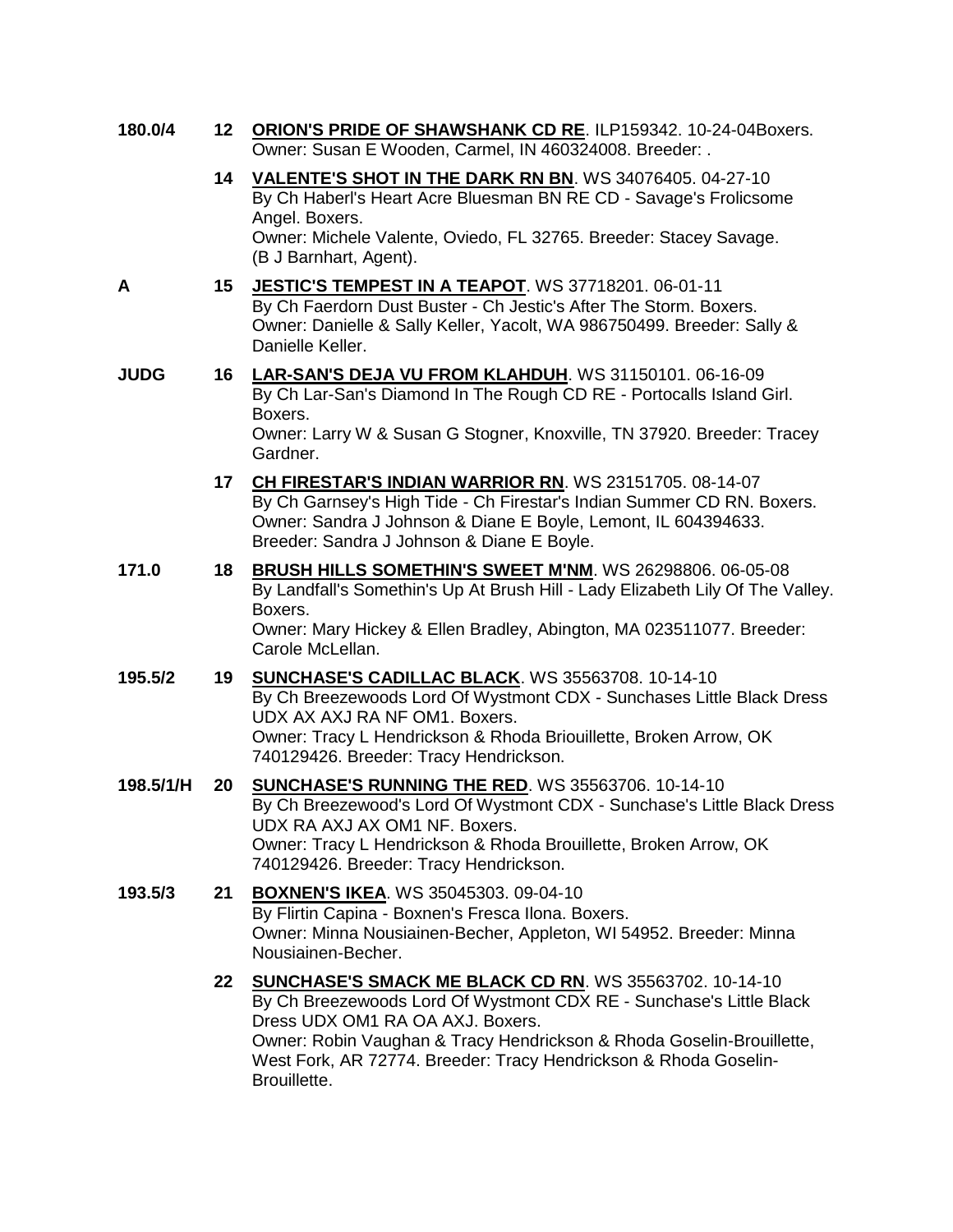**180.0/4** **12** **ORION'S PRIDE OF SHAWSHANK CD RE**. ILP159342. 10-24-04Boxers.
Owner: Susan E Wooden, Carmel, IN 460324008. Breeder: .

**14** **VALENTE'S SHOT IN THE DARK RN BN**. WS 34076405. 04-27-10
By Ch Haberl's Heart Acre Bluesman BN RE CD - Savage's Frolicsome Angel. Boxers.
Owner: Michele Valente, Oviedo, FL 32765. Breeder: Stacey Savage.
(B J Barnhart, Agent).

**A** **15** **JESTIC'S TEMPEST IN A TEAPOT**. WS 37718201. 06-01-11
By Ch Faerdorn Dust Buster - Ch Jestic's After The Storm. Boxers.
Owner: Danielle & Sally Keller, Yacolt, WA 986750499. Breeder: Sally & Danielle Keller.

**JUDG** **16** **LAR-SAN'S DEJA VU FROM KLAHDUH**. WS 31150101. 06-16-09
By Ch Lar-San's Diamond In The Rough CD RE - Portocalls Island Girl. Boxers.
Owner: Larry W & Susan G Stogner, Knoxville, TN 37920. Breeder: Tracey Gardner.

**17** **CH FIRESTAR'S INDIAN WARRIOR RN**. WS 23151705. 08-14-07
By Ch Garnsey's High Tide - Ch Firestar's Indian Summer CD RN. Boxers.
Owner: Sandra J Johnson & Diane E Boyle, Lemont, IL 604394633.
Breeder: Sandra J Johnson & Diane E Boyle.

**171.0** **18** **BRUSH HILLS SOMETHIN'S SWEET M'NM**. WS 26298806. 06-05-08
By Landfall's Somethin's Up At Brush Hill - Lady Elizabeth Lily Of The Valley. Boxers.
Owner: Mary Hickey & Ellen Bradley, Abington, MA 023511077. Breeder: Carole McLellan.

**195.5/2** **19** **SUNCHASE'S CADILLAC BLACK**. WS 35563708. 10-14-10
By Ch Breezewoods Lord Of Wystmont CDX - Sunchases Little Black Dress UDX AX AXJ RA NF OM1. Boxers.
Owner: Tracy L Hendrickson & Rhoda Briouillette, Broken Arrow, OK 740129426. Breeder: Tracy Hendrickson.

**198.5/1/H** **20** **SUNCHASE'S RUNNING THE RED**. WS 35563706. 10-14-10
By Ch Breezewood's Lord Of Wystmont CDX - Sunchase's Little Black Dress UDX RA AXJ AX OM1 NF. Boxers.
Owner: Tracy L Hendrickson & Rhoda Brouillette, Broken Arrow, OK 740129426. Breeder: Tracy Hendrickson.

**193.5/3** **21** **BOXNEN'S IKEA**. WS 35045303. 09-04-10
By Flirtin Capina - Boxnen's Fresca Ilona. Boxers.
Owner: Minna Nousiainen-Becher, Appleton, WI 54952. Breeder: Minna Nousiainen-Becher.

**22** **SUNCHASE'S SMACK ME BLACK CD RN**. WS 35563702. 10-14-10
By Ch Breezewoods Lord Of Wystmont CDX RE - Sunchase's Little Black Dress UDX OM1 RA OA AXJ. Boxers.
Owner: Robin Vaughan & Tracy Hendrickson & Rhoda Goselin-Brouillette, West Fork, AR 72774. Breeder: Tracy Hendrickson & Rhoda Goselin-Brouillette.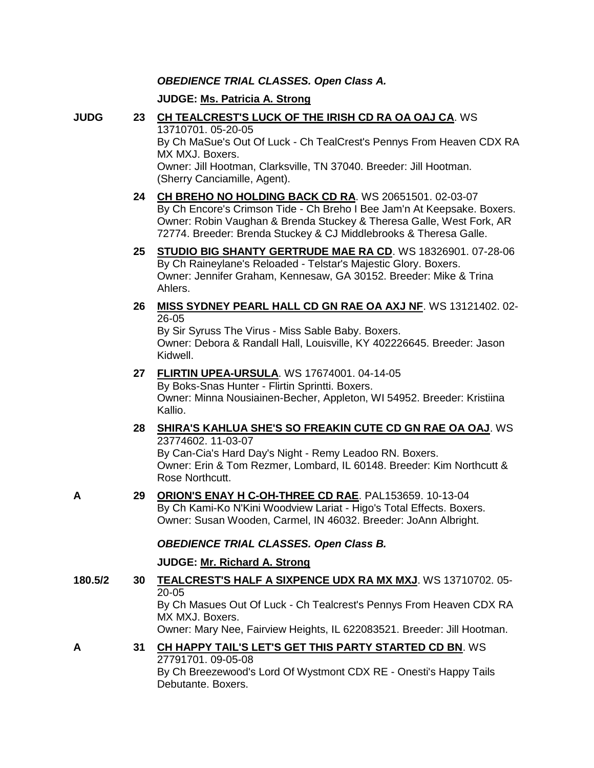***OBEDIENCE TRIAL CLASSES. Open Class A.***

**JUDGE: Ms. Patricia A. Strong**

**JUDG** **23** **CH TEALCREST'S LUCK OF THE IRISH CD RA OA OAJ CA**. WS 13710701. 05-20-05
By Ch MaSue's Out Of Luck - Ch TealCrest's Pennys From Heaven CDX RA MX MXJ. Boxers.
Owner: Jill Hootman, Clarksville, TN 37040. Breeder: Jill Hootman.
(Sherry Canciamille, Agent).

**24** **CH BREHO NO HOLDING BACK CD RA**. WS 20651501. 02-03-07
By Ch Encore's Crimson Tide - Ch Breho I Bee Jam'n At Keepsake. Boxers.
Owner: Robin Vaughan & Brenda Stuckey & Theresa Galle, West Fork, AR 72774. Breeder: Brenda Stuckey & CJ Middlebrooks & Theresa Galle.

**25** **STUDIO BIG SHANTY GERTRUDE MAE RA CD**. WS 18326901. 07-28-06
By Ch Raineylane's Reloaded - Telstar's Majestic Glory. Boxers.
Owner: Jennifer Graham, Kennesaw, GA 30152. Breeder: Mike & Trina Ahlers.

**26** **MISS SYDNEY PEARL HALL CD GN RAE OA AXJ NF**. WS 13121402. 02-26-05
By Sir Syruss The Virus - Miss Sable Baby. Boxers.
Owner: Debora & Randall Hall, Louisville, KY 402226645. Breeder: Jason Kidwell.

**27** **FLIRTIN UPEA-URSULA**. WS 17674001. 04-14-05
By Boks-Snas Hunter - Flirtin Sprintti. Boxers.
Owner: Minna Nousiainen-Becher, Appleton, WI 54952. Breeder: Kristiina Kallio.

**28** **SHIRA'S KAHLUA SHE'S SO FREAKIN CUTE CD GN RAE OA OAJ**. WS 23774602. 11-03-07
By Can-Cia's Hard Day's Night - Remy Leadoo RN. Boxers.
Owner: Erin & Tom Rezmer, Lombard, IL 60148. Breeder: Kim Northcutt & Rose Northcutt.

**A** **29** **ORION'S ENAY H C-OH-THREE CD RAE**. PAL153659. 10-13-04
By Ch Kami-Ko N'Kini Woodview Lariat - Higo's Total Effects. Boxers.
Owner: Susan Wooden, Carmel, IN 46032. Breeder: JoAnn Albright.

***OBEDIENCE TRIAL CLASSES. Open Class B.***

**JUDGE: Mr. Richard A. Strong**

**180.5/2** **30** **TEALCREST'S HALF A SIXPENCE UDX RA MX MXJ**. WS 13710702. 05-20-05
By Ch Masues Out Of Luck - Ch Tealcrest's Pennys From Heaven CDX RA MX MXJ. Boxers.
Owner: Mary Nee, Fairview Heights, IL 622083521. Breeder: Jill Hootman.

**A** **31** **CH HAPPY TAIL'S LET'S GET THIS PARTY STARTED CD BN**. WS 27791701. 09-05-08
By Ch Breezewood's Lord Of Wystmont CDX RE - Onesti's Happy Tails Debutante. Boxers.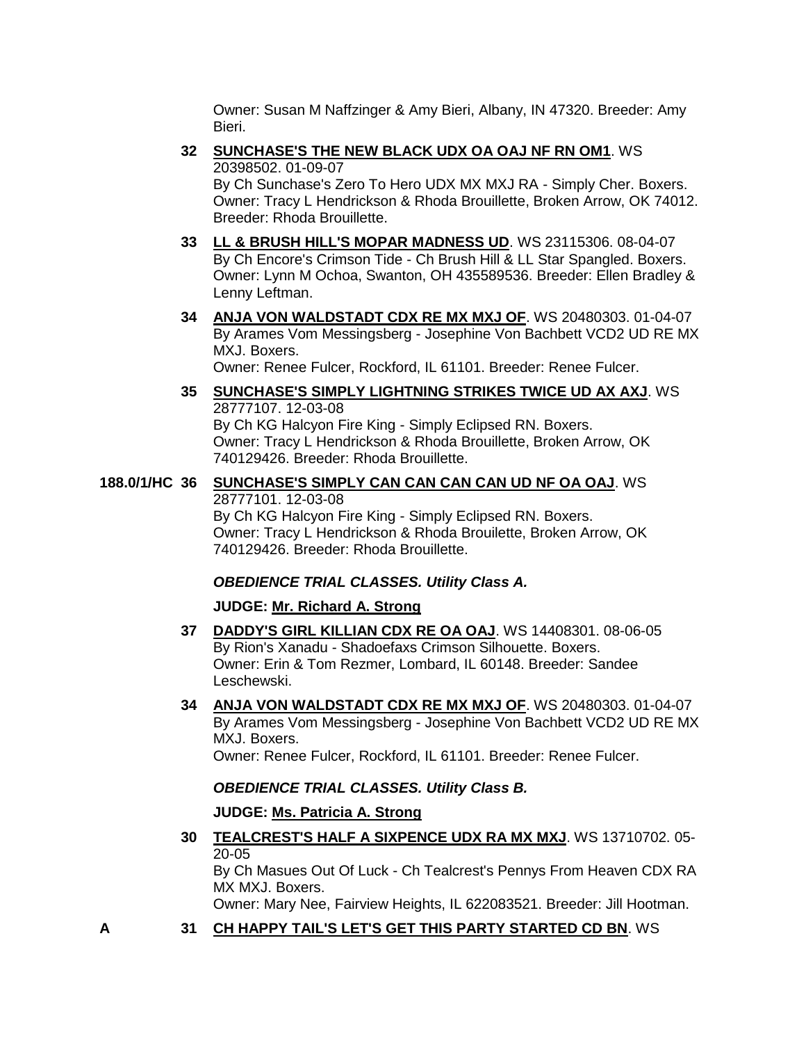Owner: Susan M Naffzinger & Amy Bieri, Albany, IN 47320. Breeder: Amy Bieri.

**32** **SUNCHASE'S THE NEW BLACK UDX OA OAJ NF RN OM1**. WS 20398502. 01-09-07
By Ch Sunchase's Zero To Hero UDX MX MXJ RA - Simply Cher. Boxers.
Owner: Tracy L Hendrickson & Rhoda Brouillette, Broken Arrow, OK 74012. Breeder: Rhoda Brouillette.

**33** **LL & BRUSH HILL'S MOPAR MADNESS UD**. WS 23115306. 08-04-07
By Ch Encore's Crimson Tide - Ch Brush Hill & LL Star Spangled. Boxers.
Owner: Lynn M Ochoa, Swanton, OH 435589536. Breeder: Ellen Bradley & Lenny Leftman.

**34** **ANJA VON WALDSTADT CDX RE MX MXJ OF**. WS 20480303. 01-04-07
By Arames Vom Messingsberg - Josephine Von Bachbett VCD2 UD RE MX MXJ. Boxers.
Owner: Renee Fulcer, Rockford, IL 61101. Breeder: Renee Fulcer.

**35** **SUNCHASE'S SIMPLY LIGHTNING STRIKES TWICE UD AX AXJ**. WS 28777107. 12-03-08
By Ch KG Halcyon Fire King - Simply Eclipsed RN. Boxers.
Owner: Tracy L Hendrickson & Rhoda Brouillette, Broken Arrow, OK 740129426. Breeder: Rhoda Brouillette.

**188.0/1/HC** **36** **SUNCHASE'S SIMPLY CAN CAN CAN CAN UD NF OA OAJ**. WS 28777101. 12-03-08
By Ch KG Halcyon Fire King - Simply Eclipsed RN. Boxers.
Owner: Tracy L Hendrickson & Rhoda Brouilette, Broken Arrow, OK 740129426. Breeder: Rhoda Brouillette.

***OBEDIENCE TRIAL CLASSES. Utility Class A.***

**JUDGE: Mr. Richard A. Strong**

**37** **DADDY'S GIRL KILLIAN CDX RE OA OAJ**. WS 14408301. 08-06-05
By Rion's Xanadu - Shadoefaxs Crimson Silhouette. Boxers.
Owner: Erin & Tom Rezmer, Lombard, IL 60148. Breeder: Sandee Leschewski.

**34** **ANJA VON WALDSTADT CDX RE MX MXJ OF**. WS 20480303. 01-04-07
By Arames Vom Messingsberg - Josephine Von Bachbett VCD2 UD RE MX MXJ. Boxers.
Owner: Renee Fulcer, Rockford, IL 61101. Breeder: Renee Fulcer.

***OBEDIENCE TRIAL CLASSES. Utility Class B.***

**JUDGE: Ms. Patricia A. Strong**

**30** **TEALCREST'S HALF A SIXPENCE UDX RA MX MXJ**. WS 13710702. 05-20-05
By Ch Masues Out Of Luck - Ch Tealcrest's Pennys From Heaven CDX RA MX MXJ. Boxers.
Owner: Mary Nee, Fairview Heights, IL 622083521. Breeder: Jill Hootman.

**A** **31** **CH HAPPY TAIL'S LET'S GET THIS PARTY STARTED CD BN**. WS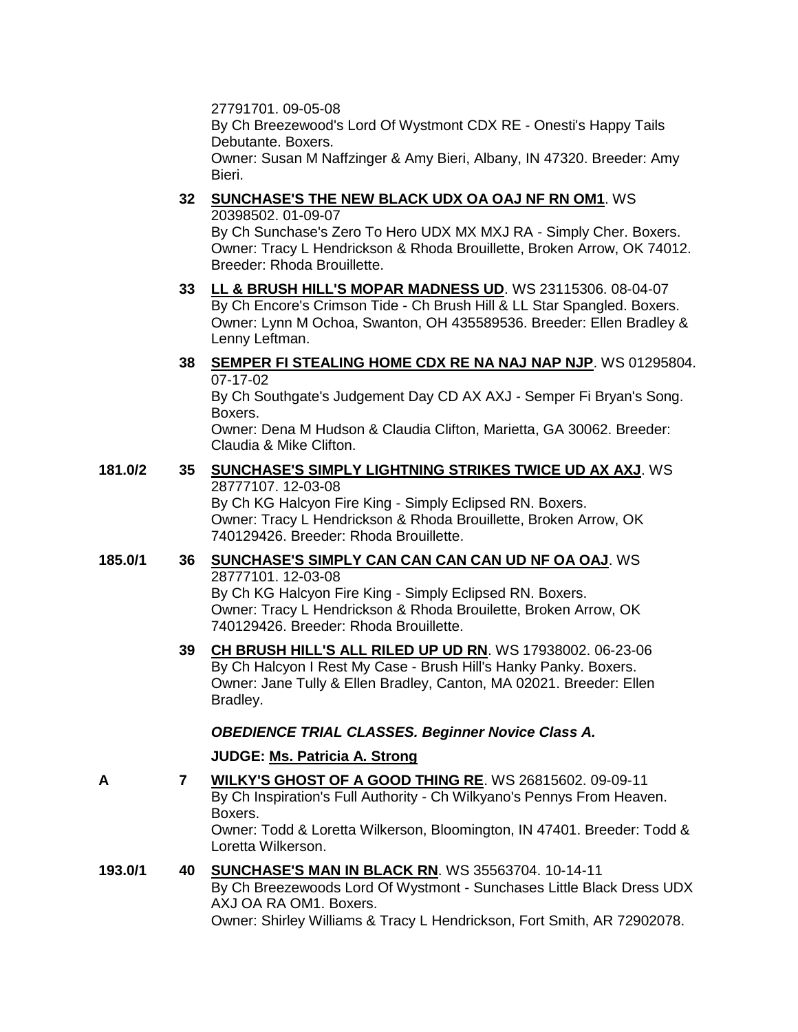27791701. 09-05-08
By Ch Breezewood's Lord Of Wystmont CDX RE - Onesti's Happy Tails Debutante. Boxers.
Owner: Susan M Naffzinger & Amy Bieri, Albany, IN 47320. Breeder: Amy Bieri.

**32** **SUNCHASE'S THE NEW BLACK UDX OA OAJ NF RN OM1**. WS 20398502. 01-09-07
By Ch Sunchase's Zero To Hero UDX MX MXJ RA - Simply Cher. Boxers.
Owner: Tracy L Hendrickson & Rhoda Brouillette, Broken Arrow, OK 74012. Breeder: Rhoda Brouillette.

**33** **LL & BRUSH HILL'S MOPAR MADNESS UD**. WS 23115306. 08-04-07
By Ch Encore's Crimson Tide - Ch Brush Hill & LL Star Spangled. Boxers.
Owner: Lynn M Ochoa, Swanton, OH 435589536. Breeder: Ellen Bradley & Lenny Leftman.

**38** **SEMPER FI STEALING HOME CDX RE NA NAJ NAP NJP**. WS 01295804. 07-17-02
By Ch Southgate's Judgement Day CD AX AXJ - Semper Fi Bryan's Song. Boxers.
Owner: Dena M Hudson & Claudia Clifton, Marietta, GA 30062. Breeder: Claudia & Mike Clifton.

**181.0/2** **35** **SUNCHASE'S SIMPLY LIGHTNING STRIKES TWICE UD AX AXJ**. WS 28777107. 12-03-08
By Ch KG Halcyon Fire King - Simply Eclipsed RN. Boxers.
Owner: Tracy L Hendrickson & Rhoda Brouillette, Broken Arrow, OK 740129426. Breeder: Rhoda Brouillette.

**185.0/1** **36** **SUNCHASE'S SIMPLY CAN CAN CAN CAN UD NF OA OAJ**. WS 28777101. 12-03-08
By Ch KG Halcyon Fire King - Simply Eclipsed RN. Boxers.
Owner: Tracy L Hendrickson & Rhoda Brouilette, Broken Arrow, OK 740129426. Breeder: Rhoda Brouillette.

**39** **CH BRUSH HILL'S ALL RILED UP UD RN**. WS 17938002. 06-23-06
By Ch Halcyon I Rest My Case - Brush Hill's Hanky Panky. Boxers.
Owner: Jane Tully & Ellen Bradley, Canton, MA 02021. Breeder: Ellen Bradley.

***OBEDIENCE TRIAL CLASSES. Beginner Novice Class A.***

**JUDGE: Ms. Patricia A. Strong**

**A** **7** **WILKY'S GHOST OF A GOOD THING RE**. WS 26815602. 09-09-11
By Ch Inspiration's Full Authority - Ch Wilkyano's Pennys From Heaven. Boxers.
Owner: Todd & Loretta Wilkerson, Bloomington, IN 47401. Breeder: Todd & Loretta Wilkerson.

**193.0/1** **40** **SUNCHASE'S MAN IN BLACK RN**. WS 35563704. 10-14-11
By Ch Breezewoods Lord Of Wystmont - Sunchases Little Black Dress UDX AXJ OA RA OM1. Boxers.
Owner: Shirley Williams & Tracy L Hendrickson, Fort Smith, AR 72902078.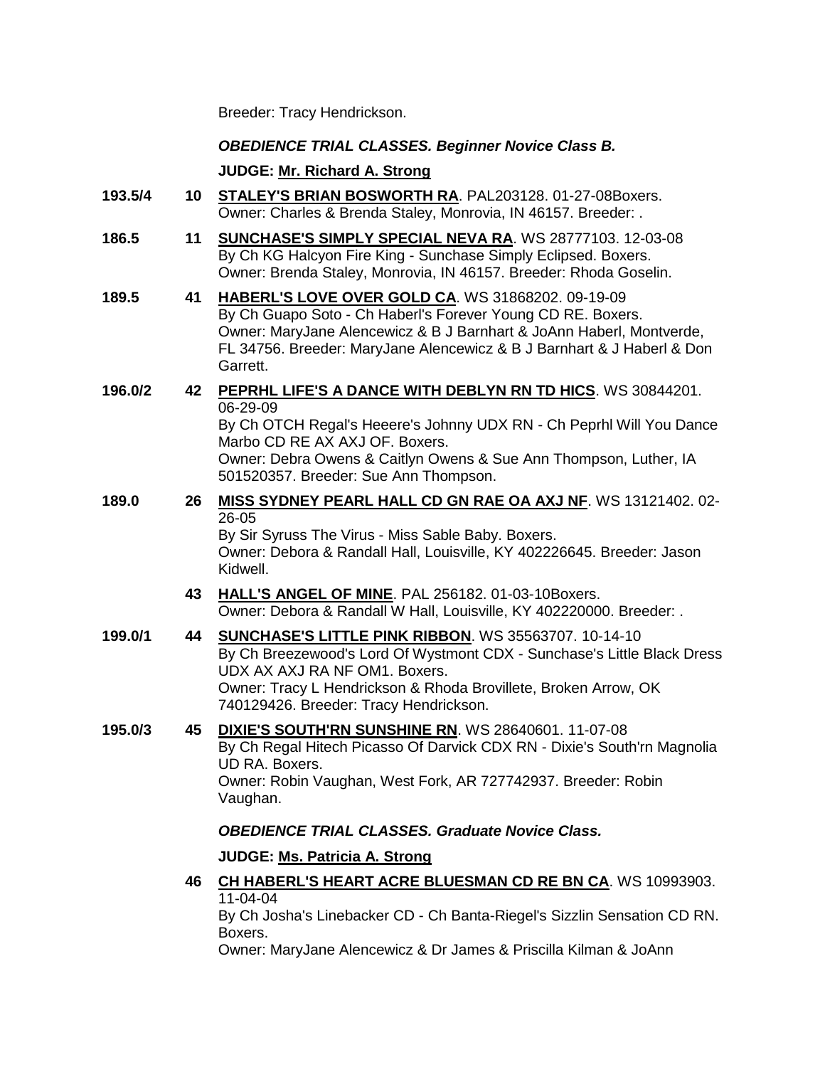Breeder: Tracy Hendrickson.

### *OBEDIENCE TRIAL CLASSES. Beginner Novice Class B.*

**JUDGE: Mr. Richard A. Strong**

**193.5/4** **10** **STALEY'S BRIAN BOSWORTH RA**. PAL203128. 01-27-08Boxers.
Owner: Charles & Brenda Staley, Monrovia, IN 46157. Breeder: .

**186.5** **11** **SUNCHASE'S SIMPLY SPECIAL NEVA RA**. WS 28777103. 12-03-08
By Ch KG Halcyon Fire King - Sunchase Simply Eclipsed. Boxers.
Owner: Brenda Staley, Monrovia, IN 46157. Breeder: Rhoda Goselin.

**189.5** **41** **HABERL'S LOVE OVER GOLD CA**. WS 31868202. 09-19-09
By Ch Guapo Soto - Ch Haberl's Forever Young CD RE. Boxers.
Owner: MaryJane Alencewicz & B J Barnhart & JoAnn Haberl, Montverde, FL 34756. Breeder: MaryJane Alencewicz & B J Barnhart & J Haberl & Don Garrett.

**196.0/2** **42** **PEPRHL LIFE'S A DANCE WITH DEBLYN RN TD HICS**. WS 30844201. 06-29-09
By Ch OTCH Regal's Heeere's Johnny UDX RN - Ch Peprhl Will You Dance Marbo CD RE AX AXJ OF. Boxers.
Owner: Debra Owens & Caitlyn Owens & Sue Ann Thompson, Luther, IA 501520357. Breeder: Sue Ann Thompson.

**189.0** **26** **MISS SYDNEY PEARL HALL CD GN RAE OA AXJ NF**. WS 13121402. 02-26-05
By Sir Syruss The Virus - Miss Sable Baby. Boxers.
Owner: Debora & Randall Hall, Louisville, KY 402226645. Breeder: Jason Kidwell.

**43** **HALL'S ANGEL OF MINE**. PAL 256182. 01-03-10Boxers.
Owner: Debora & Randall W Hall, Louisville, KY 402220000. Breeder: .

**199.0/1** **44** **SUNCHASE'S LITTLE PINK RIBBON**. WS 35563707. 10-14-10
By Ch Breezewood's Lord Of Wystmont CDX - Sunchase's Little Black Dress UDX AX AXJ RA NF OM1. Boxers.
Owner: Tracy L Hendrickson & Rhoda Brovillete, Broken Arrow, OK 740129426. Breeder: Tracy Hendrickson.

**195.0/3** **45** **DIXIE'S SOUTH'RN SUNSHINE RN**. WS 28640601. 11-07-08
By Ch Regal Hitech Picasso Of Darvick CDX RN - Dixie's South'rn Magnolia UD RA. Boxers.
Owner: Robin Vaughan, West Fork, AR 727742937. Breeder: Robin Vaughan.

### *OBEDIENCE TRIAL CLASSES. Graduate Novice Class.*

**JUDGE: Ms. Patricia A. Strong**

**46** **CH HABERL'S HEART ACRE BLUESMAN CD RE BN CA**. WS 10993903. 11-04-04
By Ch Josha's Linebacker CD - Ch Banta-Riegel's Sizzlin Sensation CD RN. Boxers.
Owner: MaryJane Alencewicz & Dr James & Priscilla Kilman & JoAnn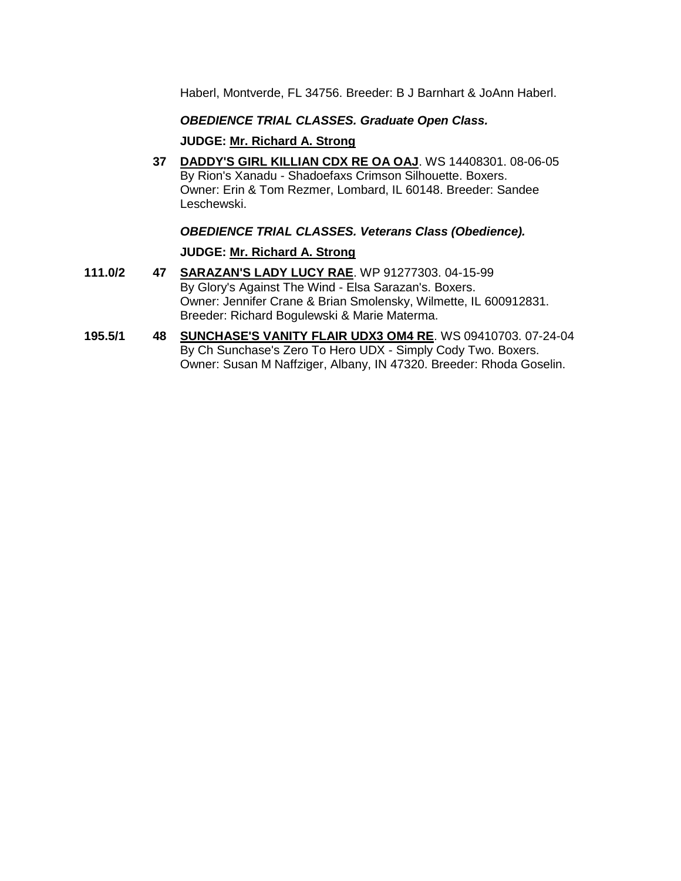Haberl, Montverde, FL 34756. Breeder: B J Barnhart & JoAnn Haberl.

***OBEDIENCE TRIAL CLASSES. Graduate Open Class.***

**JUDGE: Mr. Richard A. Strong**

**37** **DADDY'S GIRL KILLIAN CDX RE OA OAJ**. WS 14408301. 08-06-05
By Rion's Xanadu - Shadoefaxs Crimson Silhouette. Boxers.
Owner: Erin & Tom Rezmer, Lombard, IL 60148. Breeder: Sandee Leschewski.

***OBEDIENCE TRIAL CLASSES. Veterans Class (Obedience).***

**JUDGE: Mr. Richard A. Strong**

**111.0/2** **47** **SARAZAN'S LADY LUCY RAE**. WP 91277303. 04-15-99
By Glory's Against The Wind - Elsa Sarazan's. Boxers.
Owner: Jennifer Crane & Brian Smolensky, Wilmette, IL 600912831.
Breeder: Richard Bogulewski & Marie Materma.

**195.5/1** **48** **SUNCHASE'S VANITY FLAIR UDX3 OM4 RE**. WS 09410703. 07-24-04
By Ch Sunchase's Zero To Hero UDX - Simply Cody Two. Boxers.
Owner: Susan M Naffziger, Albany, IN 47320. Breeder: Rhoda Goselin.